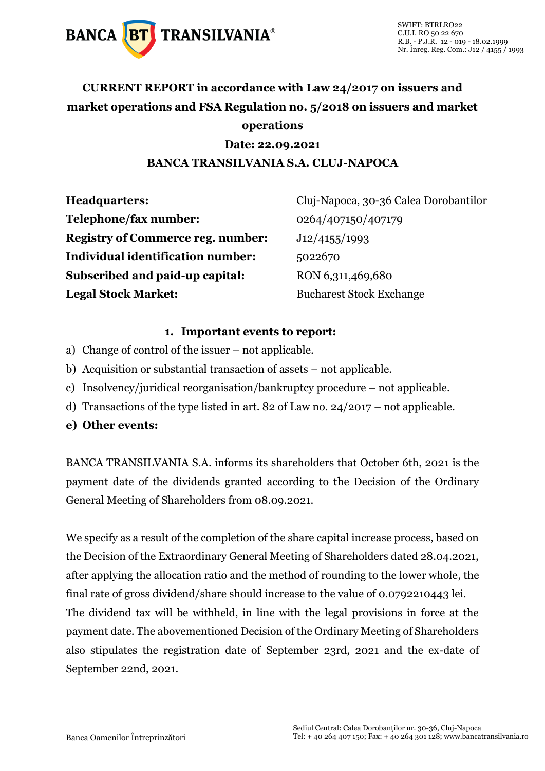SWIFT: BTRLRO22
C.U.I. RO 50 22 670
R.B. - P.J.R. 12 - 019 - 18.02.1999
Nr. Înreg. Reg. Com.: J12 / 4155 / 1993

# CURRENT REPORT in accordance with Law 24/2017 on issuers and market operations and FSA Regulation no. 5/2018 on issuers and market operations

**Date: 22.09.2021**

**BANCA TRANSILVANIA S.A. CLUJ-NAPOCA**

| | |
|---|---|
| **Headquarters:** | Cluj-Napoca, 30-36 Calea Dorobantilor |
| **Telephone/fax number:** | 0264/407150/407179 |
| **Registry of Commerce reg. number:** | J12/4155/1993 |
| **Individual identification number:** | 5022670 |
| **Subscribed and paid-up capital:** | RON 6,311,469,680 |
| **Legal Stock Market:** | Bucharest Stock Exchange |

## 1. Important events to report:

a) Change of control of the issuer – not applicable.

b) Acquisition or substantial transaction of assets – not applicable.

c) Insolvency/juridical reorganisation/bankruptcy procedure – not applicable.

d) Transactions of the type listed in art. 82 of Law no. 24/2017 – not applicable.

**e) Other events:**

BANCA TRANSILVANIA S.A. informs its shareholders that October 6th, 2021 is the payment date of the dividends granted according to the Decision of the Ordinary General Meeting of Shareholders from 08.09.2021.

We specify as a result of the completion of the share capital increase process, based on the Decision of the Extraordinary General Meeting of Shareholders dated 28.04.2021, after applying the allocation ratio and the method of rounding to the lower whole, the final rate of gross dividend/share should increase to the value of 0.0792210443 lei.
The dividend tax will be withheld, in line with the legal provisions in force at the payment date. The abovementioned Decision of the Ordinary Meeting of Shareholders also stipulates the registration date of September 23rd, 2021 and the ex-date of September 22nd, 2021.

Banca Oamenilor Întreprinzători

Sediul Central: Calea Dorobanţilor nr. 30-36, Cluj-Napoca
Tel: + 40 264 407 150; Fax: + 40 264 301 128; www.bancatransilvania.ro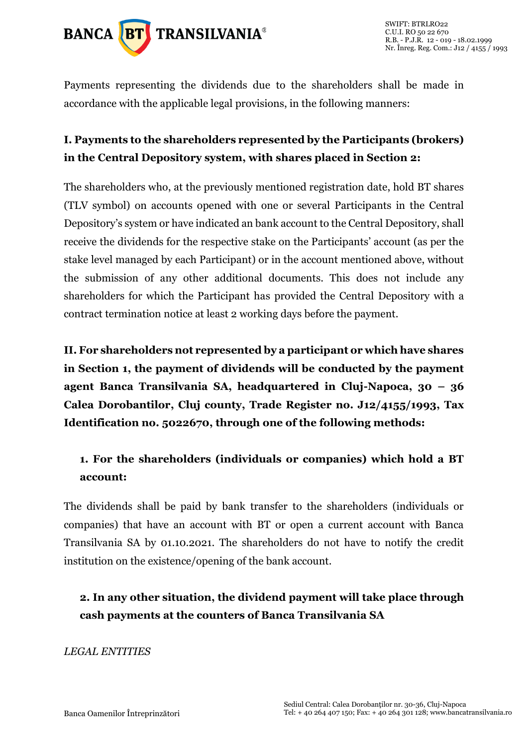Payments representing the dividends due to the shareholders shall be made in accordance with the applicable legal provisions, in the following manners:

**I. Payments to the shareholders represented by the Participants (brokers) in the Central Depository system, with shares placed in Section 2:**

The shareholders who, at the previously mentioned registration date, hold BT shares (TLV symbol) on accounts opened with one or several Participants in the Central Depository's system or have indicated an bank account to the Central Depository, shall receive the dividends for the respective stake on the Participants' account (as per the stake level managed by each Participant) or in the account mentioned above, without the submission of any other additional documents. This does not include any shareholders for which the Participant has provided the Central Depository with a contract termination notice at least 2 working days before the payment.

**II. For shareholders not represented by a participant or which have shares in Section 1, the payment of dividends will be conducted by the payment agent Banca Transilvania SA, headquartered in Cluj-Napoca, 30 – 36 Calea Dorobantilor, Cluj county, Trade Register no. J12/4155/1993, Tax Identification no. 5022670, through one of the following methods:**

1. **For the shareholders (individuals or companies) which hold a BT account:**

The dividends shall be paid by bank transfer to the shareholders (individuals or companies) that have an account with BT or open a current account with Banca Transilvania SA by 01.10.2021. The shareholders do not have to notify the credit institution on the existence/opening of the bank account.

2. **In any other situation, the dividend payment will take place through cash payments at the counters of Banca Transilvania SA**

*LEGAL ENTITIES*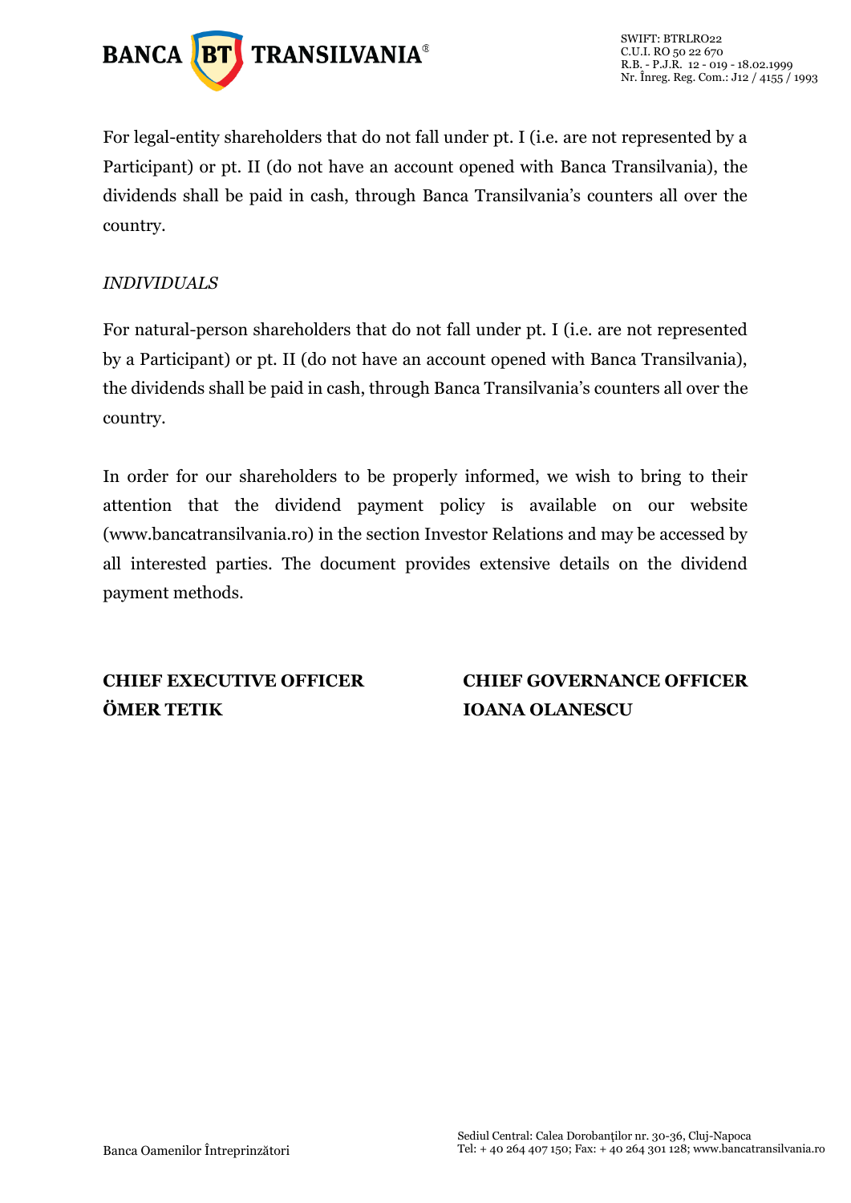For legal-entity shareholders that do not fall under pt. I (i.e. are not represented by a Participant) or pt. II (do not have an account opened with Banca Transilvania), the dividends shall be paid in cash, through Banca Transilvania's counters all over the country.

*INDIVIDUALS*

For natural-person shareholders that do not fall under pt. I (i.e. are not represented by a Participant) or pt. II (do not have an account opened with Banca Transilvania), the dividends shall be paid in cash, through Banca Transilvania's counters all over the country.

In order for our shareholders to be properly informed, we wish to bring to their attention that the dividend payment policy is available on our website (www.bancatransilvania.ro) in the section Investor Relations and may be accessed by all interested parties. The document provides extensive details on the dividend payment methods.

**CHIEF EXECUTIVE OFFICER**
**ÖMER TETIK**

**CHIEF GOVERNANCE OFFICER**
**IOANA OLANESCU**